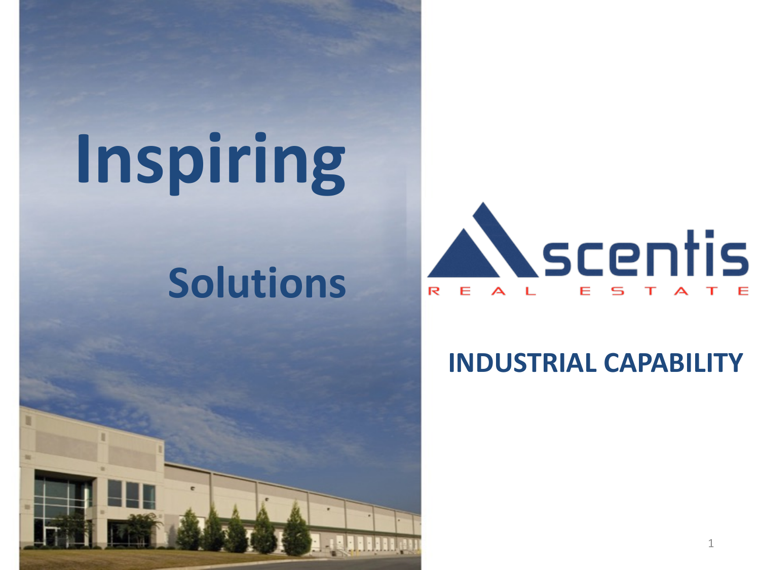# Inspiring

## Solutions

**Ascentis**

REAL ESTATE

## INDUSTRIAL CAPABILITY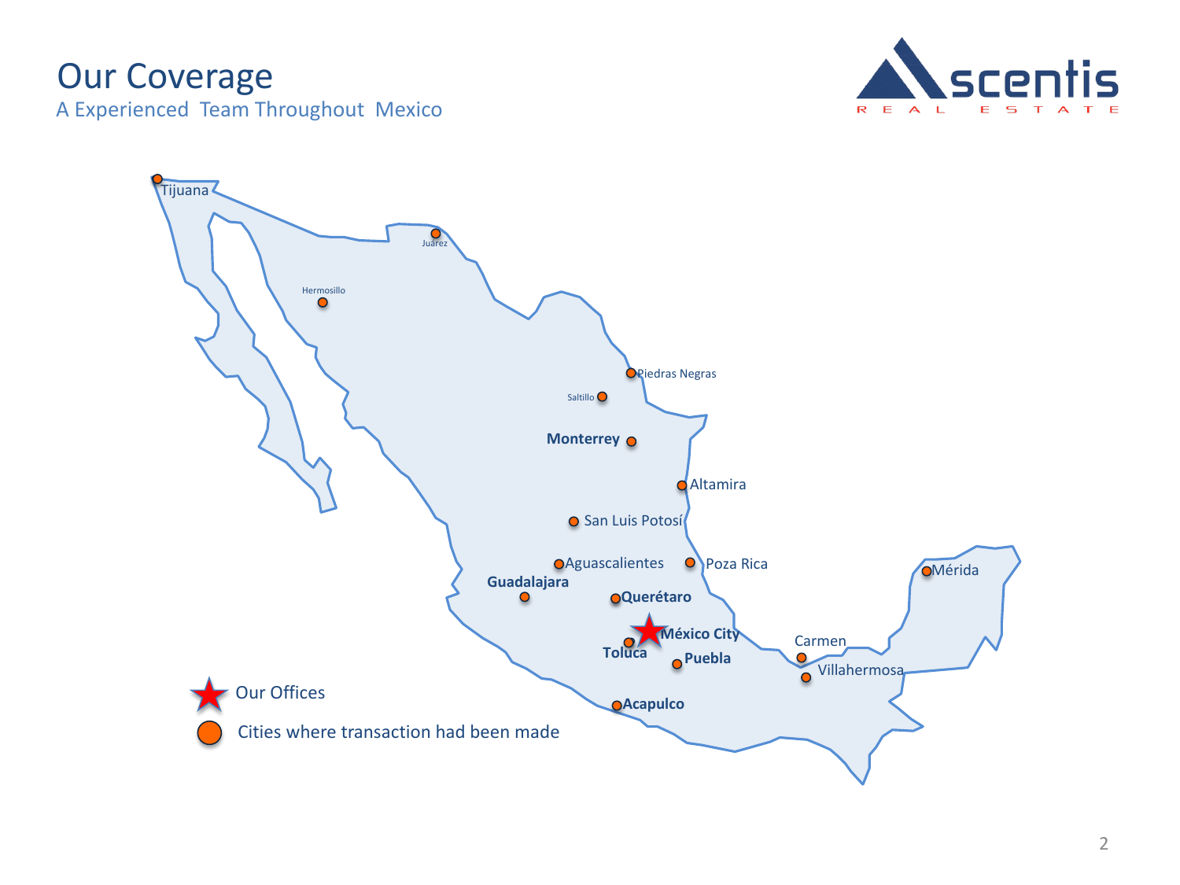# Our Coverage

## A Experienced Team Throughout Mexico

Tijuana

Juárez

Hermosillo

Piedras Negras

Saltillo

**Monterrey**

Altamira

San Luis Potosí

Aguascalientes

Poza Rica

Mérida

**Guadalajara**

**Querétaro**

**México City**

**Toluca**

**Puebla**

Carmen

Villahermosa

**Acapulco**

Our Offices

Cities where transaction had been made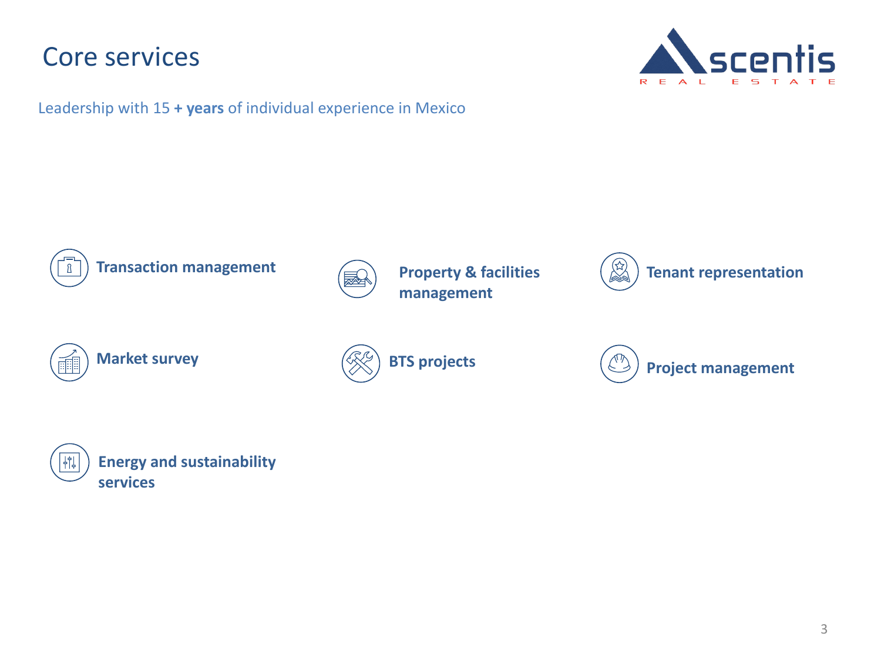# Core services

Leadership with 15 **+ years** of individual experience in Mexico

- **Transaction management**
- **Property & facilities management**
- **Tenant representation**
- **Market survey**
- **BTS projects**
- **Project management**
- **Energy and sustainability services**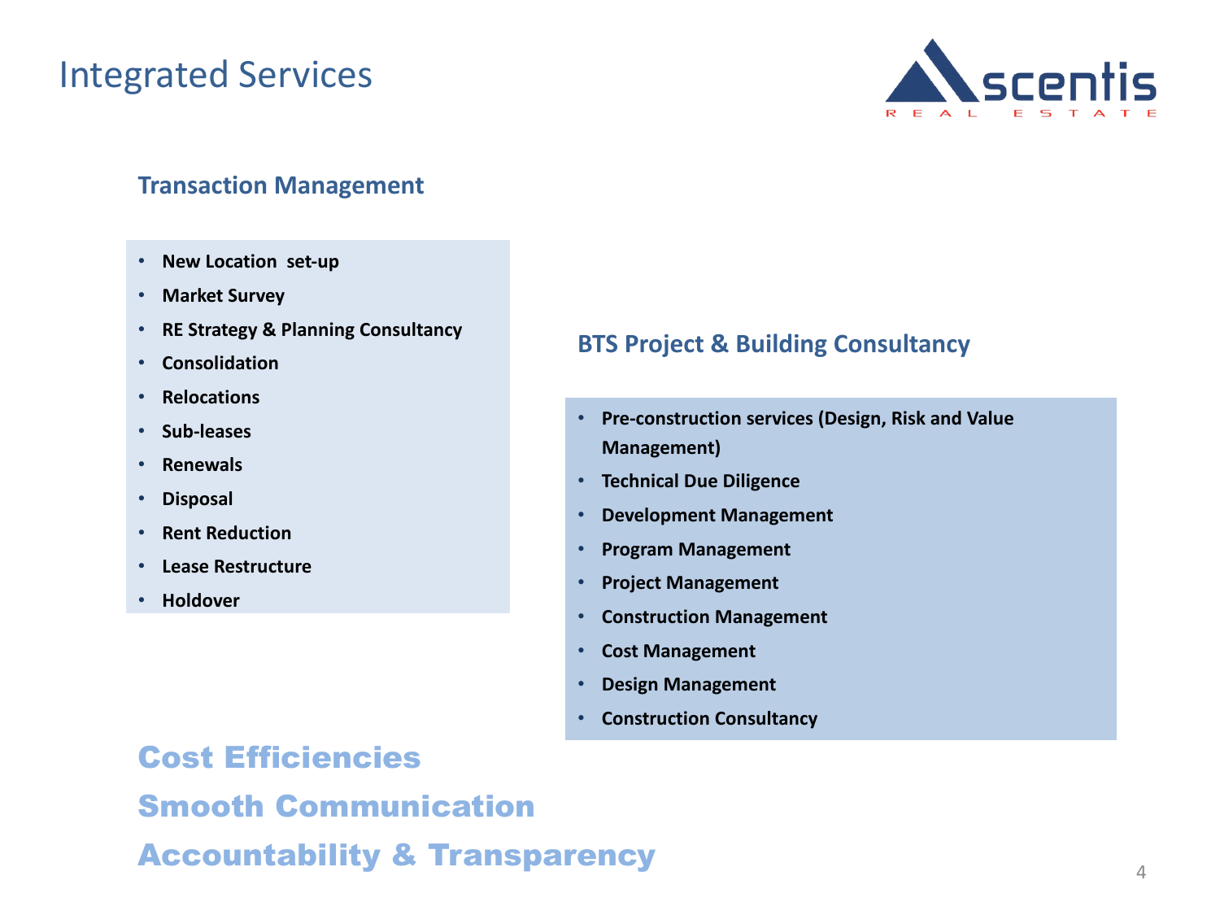# Integrated Services

## Transaction Management

- **New Location set-up**
- **Market Survey**
- **RE Strategy & Planning Consultancy**
- **Consolidation**
- **Relocations**
- **Sub-leases**
- **Renewals**
- **Disposal**
- **Rent Reduction**
- **Lease Restructure**
- **Holdover**

## BTS Project & Building Consultancy

- **Pre-construction services (Design, Risk and Value Management)**
- **Technical Due Diligence**
- **Development Management**
- **Program Management**
- **Project Management**
- **Construction Management**
- **Cost Management**
- **Design Management**
- **Construction Consultancy**

**Cost Efficiencies**

**Smooth Communication**

**Accountability & Transparency**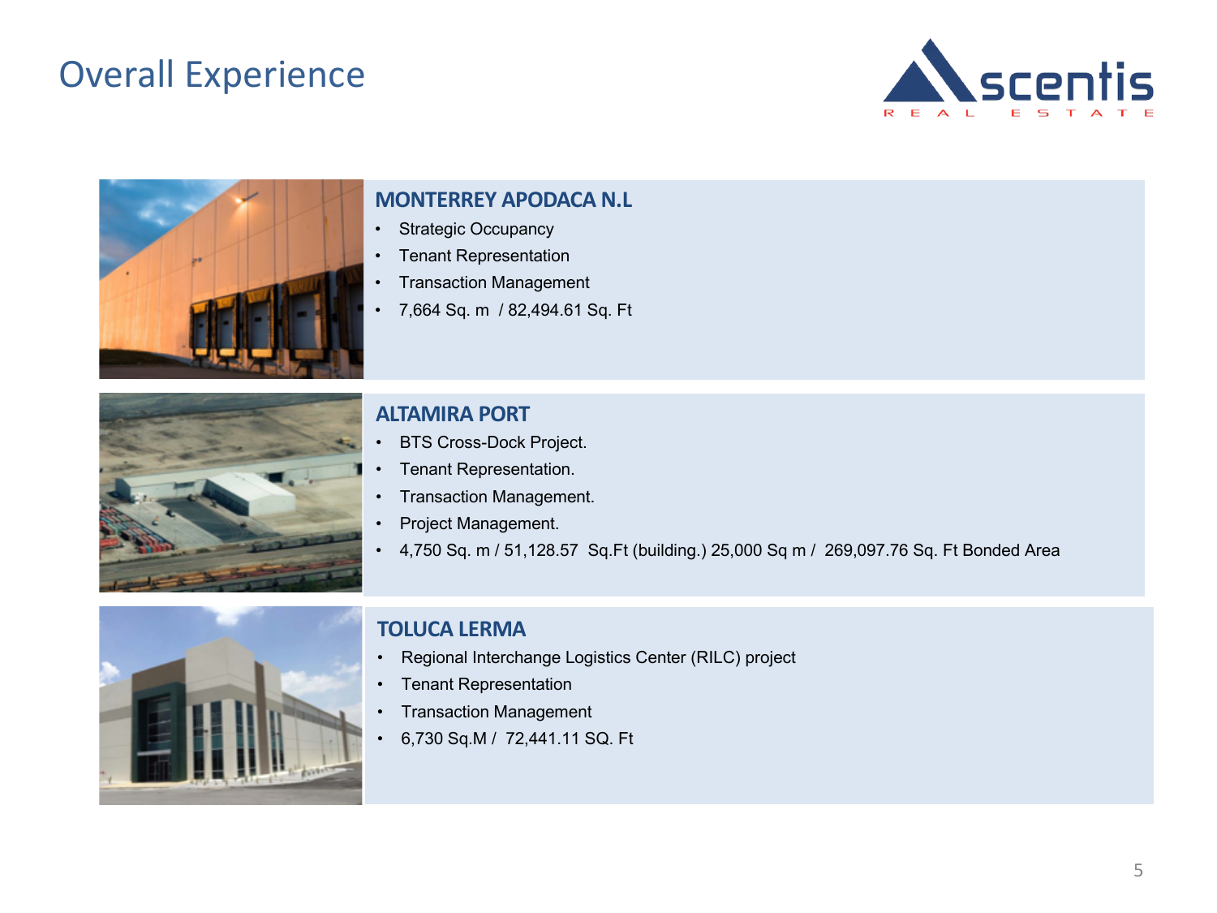# Overall Experience

Ascentis REAL ESTATE

### MONTERREY APODACA N.L

- Strategic Occupancy
- Tenant Representation
- Transaction Management
- 7,664 Sq. m / 82,494.61 Sq. Ft

### ALTAMIRA PORT

- BTS Cross-Dock Project.
- Tenant Representation.
- Transaction Management.
- Project Management.
- 4,750 Sq. m / 51,128.57 Sq.Ft (building.) 25,000 Sq m / 269,097.76 Sq. Ft Bonded Area

### TOLUCA LERMA

- Regional Interchange Logistics Center (RILC) project
- Tenant Representation
- Transaction Management
- 6,730 Sq.M / 72,441.11 SQ. Ft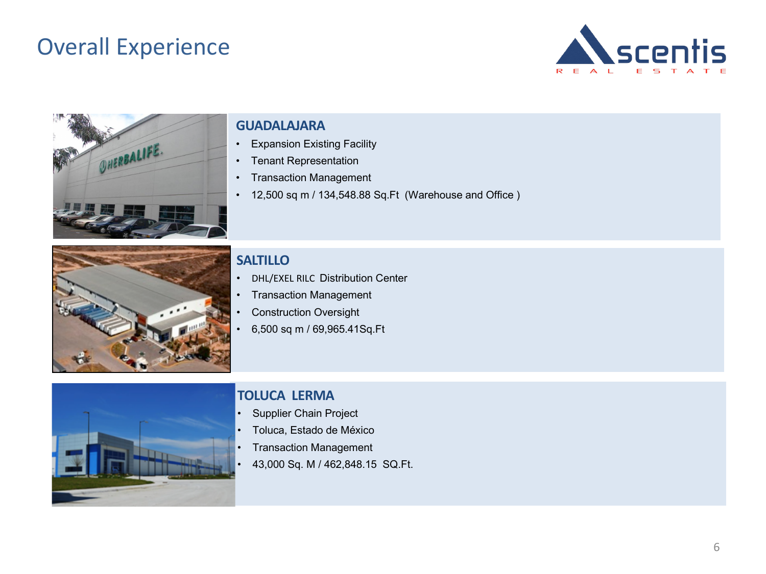# Overall Experience

## GUADALAJARA

- Expansion Existing Facility
- Tenant Representation
- Transaction Management
- 12,500 sq m / 134,548.88 Sq.Ft (Warehouse and Office )

## SALTILLO

- DHL/EXEL RILC Distribution Center
- Transaction Management
- Construction Oversight
- 6,500 sq m / 69,965.41Sq.Ft

## TOLUCA LERMA

- Supplier Chain Project
- Toluca, Estado de México
- Transaction Management
- 43,000 Sq. M / 462,848.15 SQ.Ft.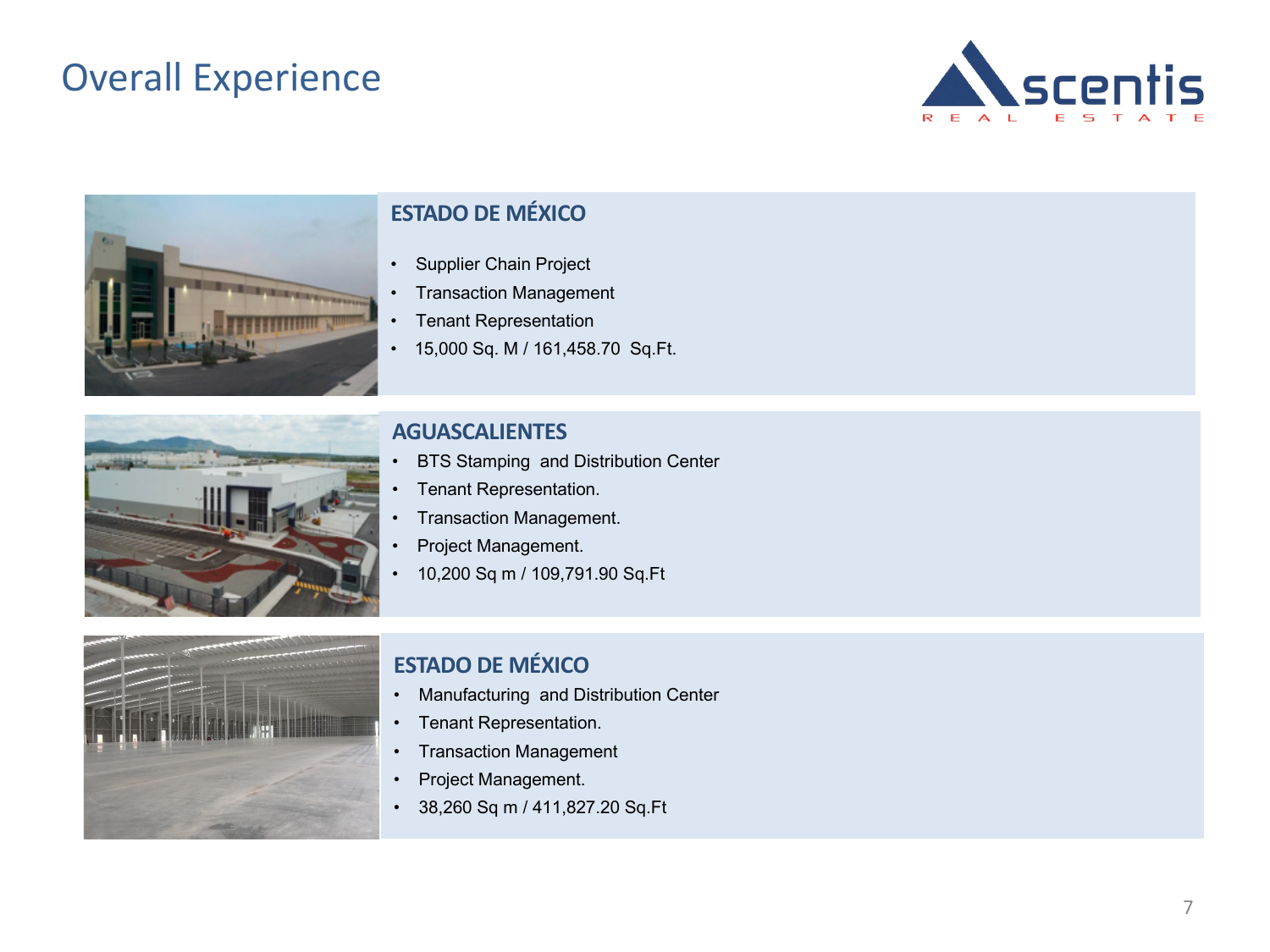# Overall Experience

### ESTADO DE MÉXICO

- Supplier Chain Project
- Transaction Management
- Tenant Representation
- 15,000 Sq. M / 161,458.70 Sq.Ft.

### AGUASCALIENTES

- BTS Stamping and Distribution Center
- Tenant Representation.
- Transaction Management.
- Project Management.
- 10,200 Sq m / 109,791.90 Sq.Ft

### ESTADO DE MÉXICO

- Manufacturing and Distribution Center
- Tenant Representation.
- Transaction Management
- Project Management.
- 38,260 Sq m / 411,827.20 Sq.Ft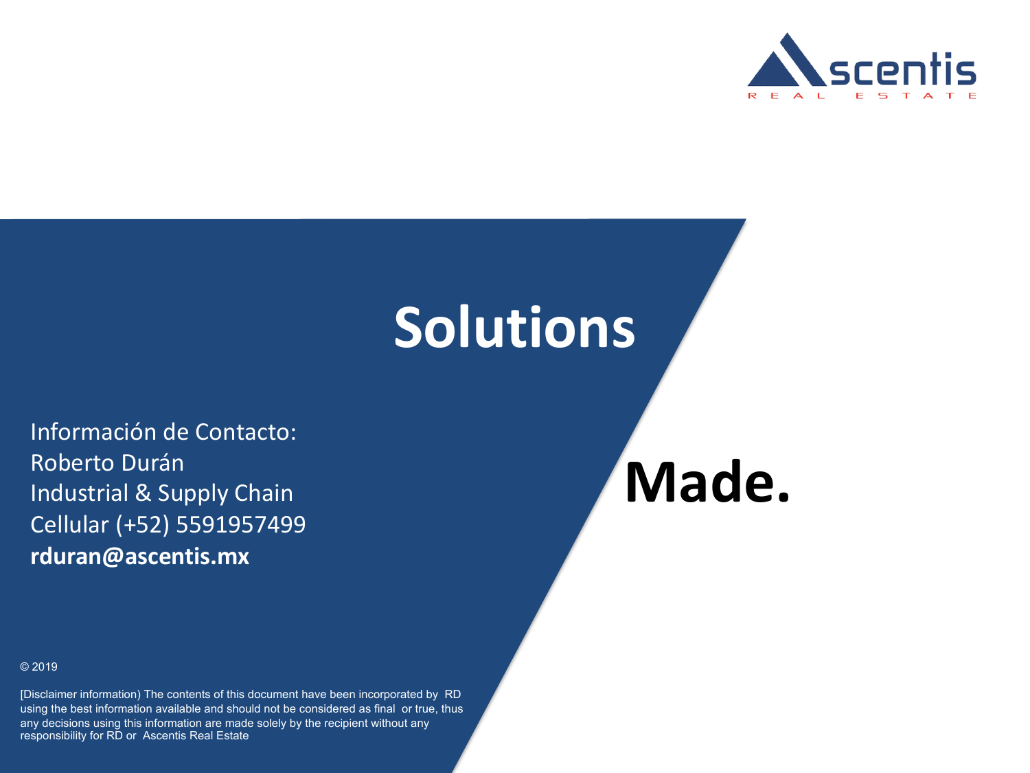Ascentis

REAL ESTATE

# Solutions

# Made.

Información de Contacto:
Roberto Durán
Industrial & Supply Chain
Cellular (+52) 5591957499
**rduran@ascentis.mx**

© 2019

[Disclaimer information) The contents of this document have been incorporated by RD using the best information available and should not be considered as final or true, thus any decisions using this information are made solely by the recipient without any responsibility for RD or Ascentis Real Estate